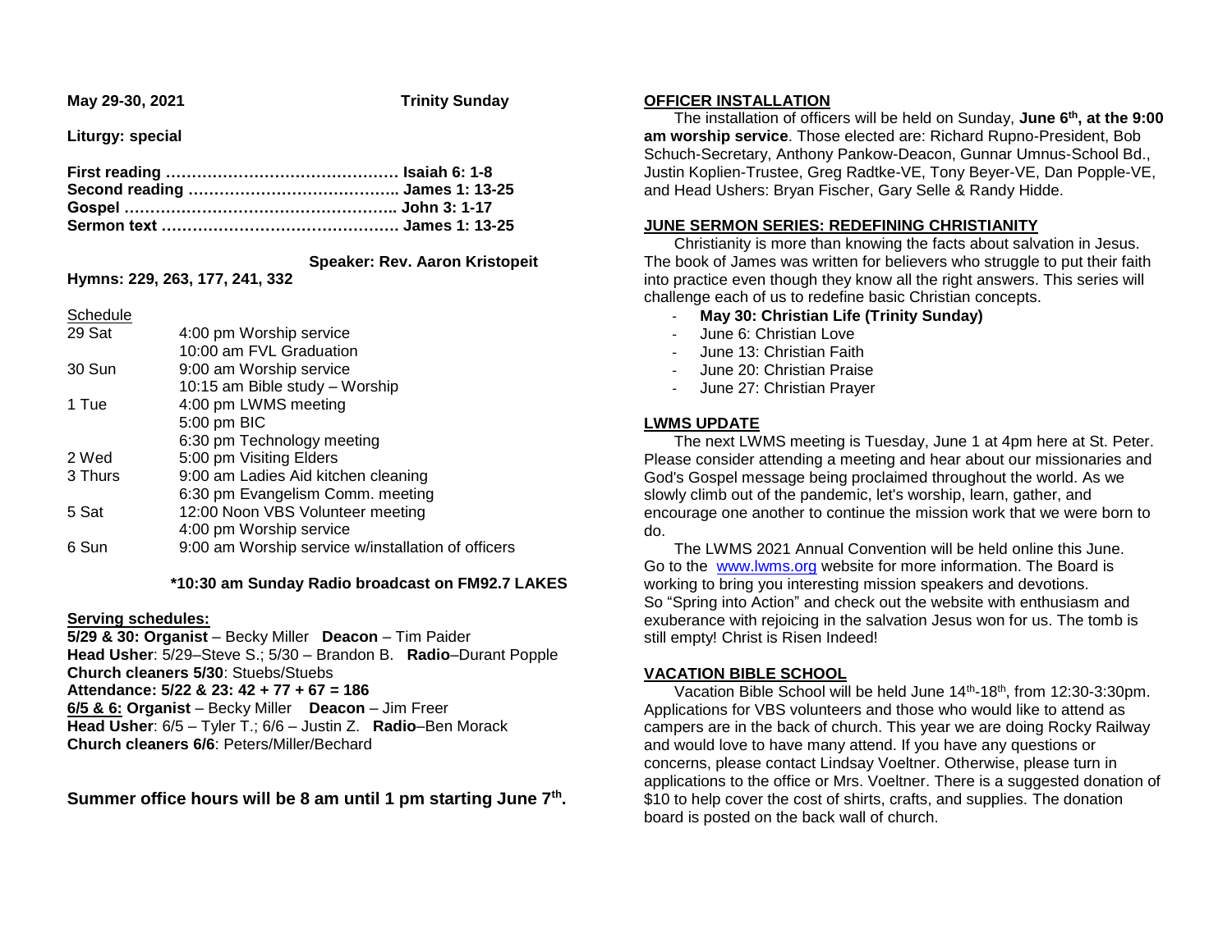**May 29-30, 2021** **Trinity Sunday**

**Liturgy: special**

**First reading ……………………………………… Isaiah 6: 1-8**
**Second reading ………………………………….. James 1: 13-25**
**Gospel …………………………………………….. John 3: 1-17**
**Sermon text ………………………………………. James 1: 13-25**

**Speaker: Rev. Aaron Kristopeit**

**Hymns: 229, 263, 177, 241, 332**

Schedule

| | |
|---|---|
| 29 Sat | 4:00 pm Worship service |
| | 10:00 am FVL Graduation |
| 30 Sun | 9:00 am Worship service |
| | 10:15 am Bible study – Worship |
| 1 Tue | 4:00 pm LWMS meeting |
| | 5:00 pm BIC |
| | 6:30 pm Technology meeting |
| 2 Wed | 5:00 pm Visiting Elders |
| 3 Thurs | 9:00 am Ladies Aid kitchen cleaning |
| | 6:30 pm Evangelism Comm. meeting |
| 5 Sat | 12:00 Noon VBS Volunteer meeting |
| | 4:00 pm Worship service |
| 6 Sun | 9:00 am Worship service w/installation of officers |

**\*10:30 am Sunday Radio broadcast on FM92.7 LAKES**

**Serving schedules:**

**5/29 & 30: Organist** – Becky Miller **Deacon** – Tim Paider
**Head Usher**: 5/29–Steve S.; 5/30 – Brandon B. **Radio**–Durant Popple
**Church cleaners 5/30**: Stuebs/Stuebs
**Attendance: 5/22 & 23: 42 + 77 + 67 = 186**
**6/5 & 6: Organist** – Becky Miller **Deacon** – Jim Freer
**Head Usher**: 6/5 – Tyler T.; 6/6 – Justin Z. **Radio**–Ben Morack
**Church cleaners 6/6**: Peters/Miller/Bechard

**Summer office hours will be 8 am until 1 pm starting June 7th.**

## OFFICER INSTALLATION

The installation of officers will be held on Sunday, **June 6th, at the 9:00 am worship service**. Those elected are: Richard Rupno-President, Bob Schuch-Secretary, Anthony Pankow-Deacon, Gunnar Umnus-School Bd., Justin Koplien-Trustee, Greg Radtke-VE, Tony Beyer-VE, Dan Popple-VE, and Head Ushers: Bryan Fischer, Gary Selle & Randy Hidde.

## JUNE SERMON SERIES: REDEFINING CHRISTIANITY

Christianity is more than knowing the facts about salvation in Jesus. The book of James was written for believers who struggle to put their faith into practice even though they know all the right answers. This series will challenge each of us to redefine basic Christian concepts.

- **May 30: Christian Life (Trinity Sunday)**
- June 6: Christian Love
- June 13: Christian Faith
- June 20: Christian Praise
- June 27: Christian Prayer

## LWMS UPDATE

The next LWMS meeting is Tuesday, June 1 at 4pm here at St. Peter. Please consider attending a meeting and hear about our missionaries and God's Gospel message being proclaimed throughout the world. As we slowly climb out of the pandemic, let's worship, learn, gather, and encourage one another to continue the mission work that we were born to do.

The LWMS 2021 Annual Convention will be held online this June. Go to the www.lwms.org website for more information. The Board is working to bring you interesting mission speakers and devotions. So "Spring into Action" and check out the website with enthusiasm and exuberance with rejoicing in the salvation Jesus won for us. The tomb is still empty! Christ is Risen Indeed!

## VACATION BIBLE SCHOOL

Vacation Bible School will be held June 14th-18th, from 12:30-3:30pm. Applications for VBS volunteers and those who would like to attend as campers are in the back of church. This year we are doing Rocky Railway and would love to have many attend. If you have any questions or concerns, please contact Lindsay Voeltner. Otherwise, please turn in applications to the office or Mrs. Voeltner. There is a suggested donation of $10 to help cover the cost of shirts, crafts, and supplies. The donation board is posted on the back wall of church.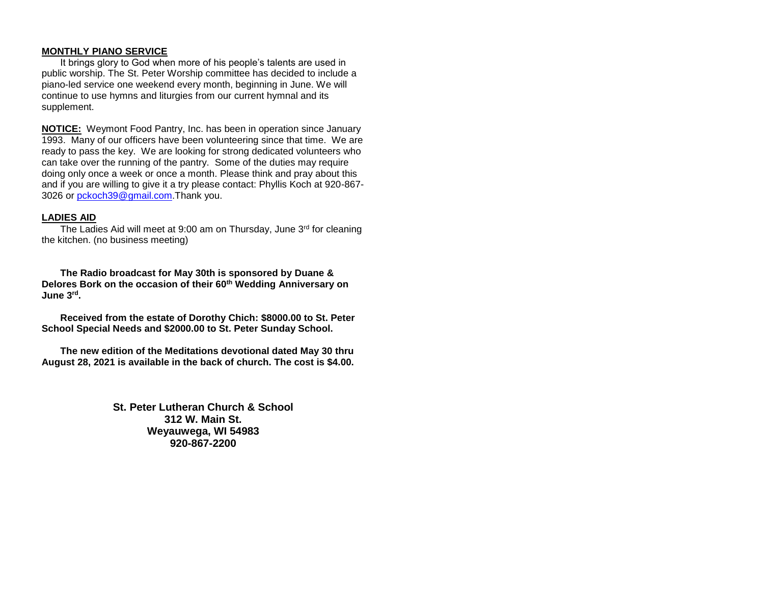**MONTHLY PIANO SERVICE**

It brings glory to God when more of his people's talents are used in public worship. The St. Peter Worship committee has decided to include a piano-led service one weekend every month, beginning in June. We will continue to use hymns and liturgies from our current hymnal and its supplement.

**NOTICE:** Weymont Food Pantry, Inc. has been in operation since January 1993. Many of our officers have been volunteering since that time. We are ready to pass the key. We are looking for strong dedicated volunteers who can take over the running of the pantry. Some of the duties may require doing only once a week or once a month. Please think and pray about this and if you are willing to give it a try please contact: Phyllis Koch at 920-867-3026 or pckoch39@gmail.com.Thank you.

**LADIES AID**

The Ladies Aid will meet at 9:00 am on Thursday, June 3rd for cleaning the kitchen. (no business meeting)

**The Radio broadcast for May 30th is sponsored by Duane & Delores Bork on the occasion of their 60th Wedding Anniversary on June 3rd.**

**Received from the estate of Dorothy Chich: $8000.00 to St. Peter School Special Needs and $2000.00 to St. Peter Sunday School.**

**The new edition of the Meditations devotional dated May 30 thru August 28, 2021 is available in the back of church. The cost is $4.00.**

**St. Peter Lutheran Church & School**
**312 W. Main St.**
**Weyauwega, WI 54983**
**920-867-2200**